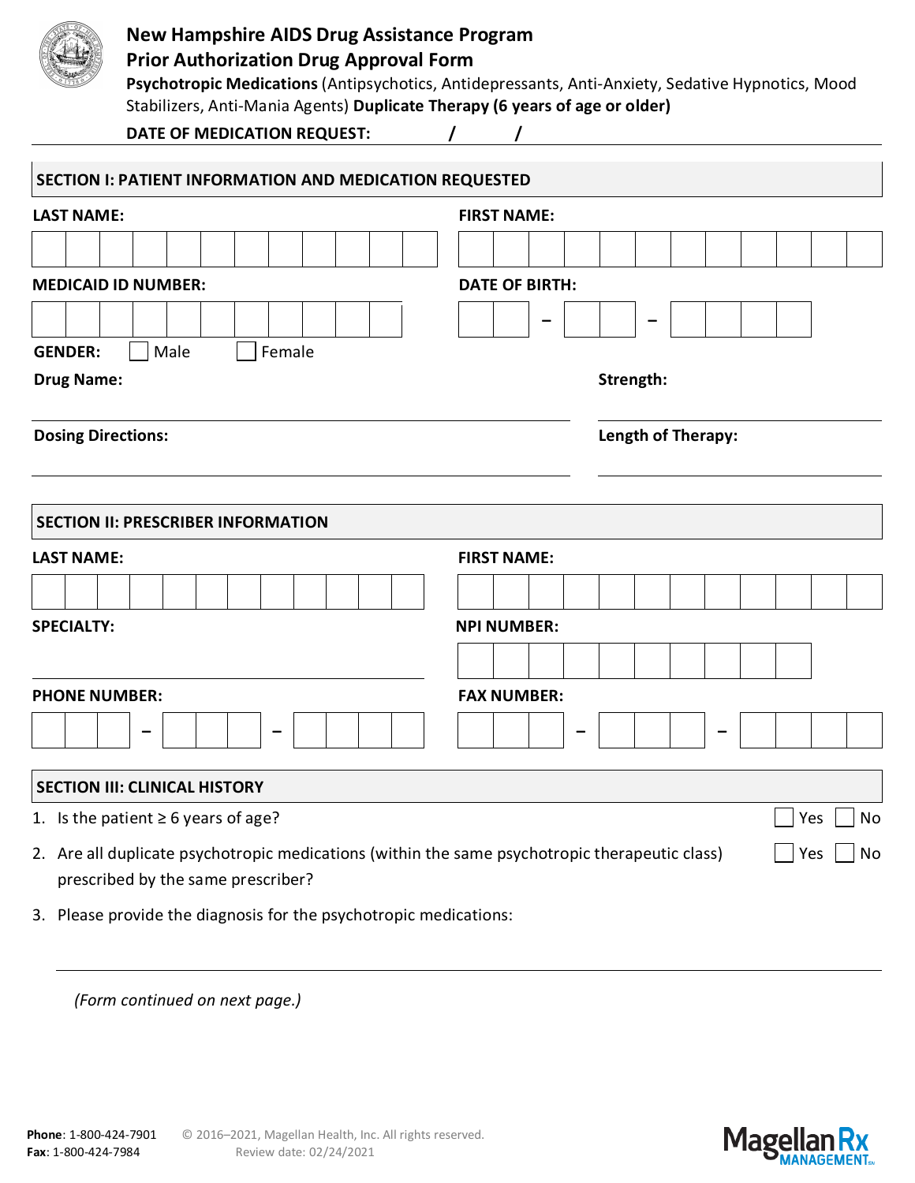# New Hampshire AIDS Drug Assistance Program

## Prior Authorization Drug Approval Form

**Psychotropic Medications** (Antipsychotics, Antidepressants, Anti-Anxiety, Sedative Hypnotics, Mood Stabilizers, Anti-Mania Agents) **Duplicate Therapy (6 years of age or older)**

**DATE OF MEDICATION REQUEST:** ____ / ____ / ____

## SECTION I: PATIENT INFORMATION AND MEDICATION REQUESTED

**LAST NAME:** ______________________

**FIRST NAME:** ______________________

**MEDICAID ID NUMBER:** ______________________

**DATE OF BIRTH:** ____ – ____ – ________

**GENDER:** ☐ Male ☐ Female

**Drug Name:** ______________________

**Strength:** ______________________

**Dosing Directions:** ______________________

**Length of Therapy:** ______________________

## SECTION II: PRESCRIBER INFORMATION

**LAST NAME:** ______________________

**FIRST NAME:** ______________________

**SPECIALTY:** ______________________

**NPI NUMBER:** ______________________

**PHONE NUMBER:** ______ – ______ – ________

**FAX NUMBER:** ______ – ______ – ________

## SECTION III: CLINICAL HISTORY

1. Is the patient ≥ 6 years of age? ☐ Yes ☐ No
2. Are all duplicate psychotropic medications (within the same psychotropic therapeutic class) prescribed by the same prescriber? ☐ Yes ☐ No
3. Please provide the diagnosis for the psychotropic medications: ______________________

*(Form continued on next page.)*

**Phone**: 1-800-424-7901
**Fax**: 1-800-424-7984

© 2016–2021, Magellan Health, Inc. All rights reserved.
Review date: 02/24/2021

Magellan Rx MANAGEMENT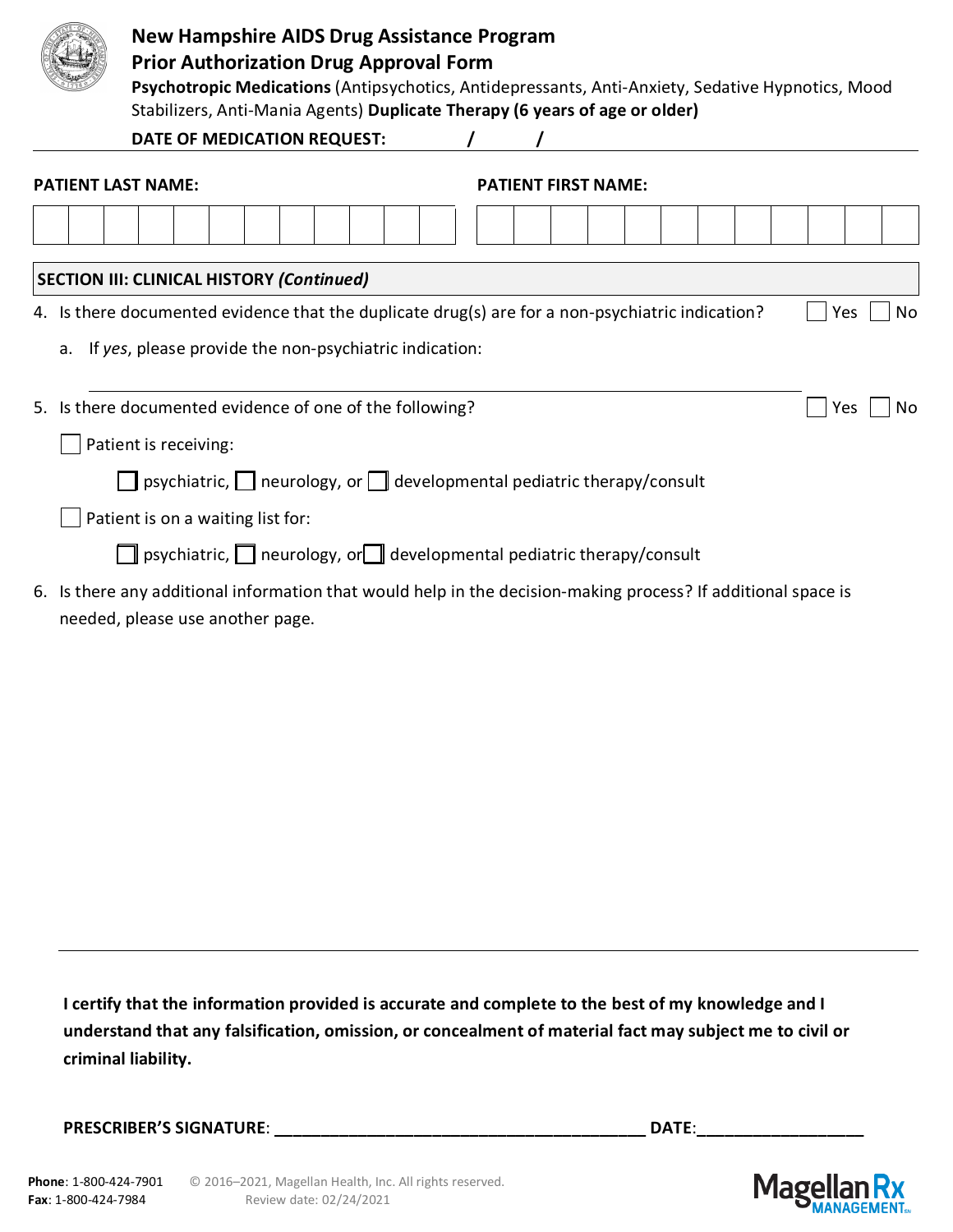# New Hampshire AIDS Drug Assistance Program
## Prior Authorization Drug Approval Form

**Psychotropic Medications** (Antipsychotics, Antidepressants, Anti-Anxiety, Sedative Hypnotics, Mood Stabilizers, Anti-Mania Agents) **Duplicate Therapy (6 years of age or older)**

**DATE OF MEDICATION REQUEST:** / /

**PATIENT LAST NAME:** **PATIENT FIRST NAME:**

| | | | | | | | | | | | | | | | | | | | | | | | |
|---|---|---|---|---|---|---|---|---|---|---|---|---|---|---|---|---|---|---|---|---|---|---|---|
| | | | | | | | | | | | | | | | | | | | | | | | |

**SECTION III: CLINICAL HISTORY *(Continued)***

4. Is there documented evidence that the duplicate drug(s) are for a non-psychiatric indication? ☐ Yes ☐ No
   a. If *yes*, please provide the non-psychiatric indication:

   ______________________________________________________________

5. Is there documented evidence of one of the following? ☐ Yes ☐ No

   ☐ Patient is receiving:

   ☐ psychiatric, ☐ neurology, or ☐ developmental pediatric therapy/consult

   ☐ Patient is on a waiting list for:

   ☐ psychiatric, ☐ neurology, or ☐ developmental pediatric therapy/consult

6. Is there any additional information that would help in the decision-making process? If additional space is needed, please use another page.

**I certify that the information provided is accurate and complete to the best of my knowledge and I understand that any falsification, omission, or concealment of material fact may subject me to civil or criminal liability.**

**PRESCRIBER'S SIGNATURE**: ________________________________________ **DATE**:__________________

**Phone**: 1-800-424-7901
**Fax**: 1-800-424-7984

© 2016–2021, Magellan Health, Inc. All rights reserved.
Review date: 02/24/2021

Magellan Rx MANAGEMENT